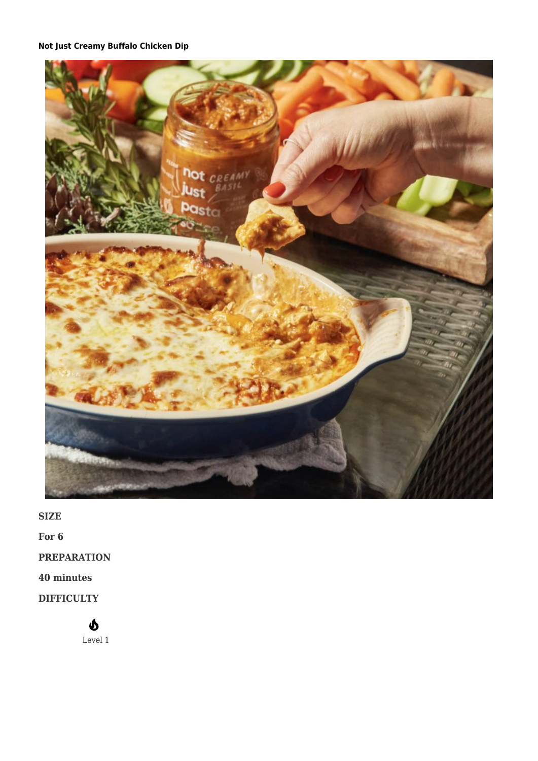**Not Just Creamy Buffalo Chicken Dip**

**SIZE**

**For 6**

**PREPARATION**

**40 minutes**

**DIFFICULTY**

Level 1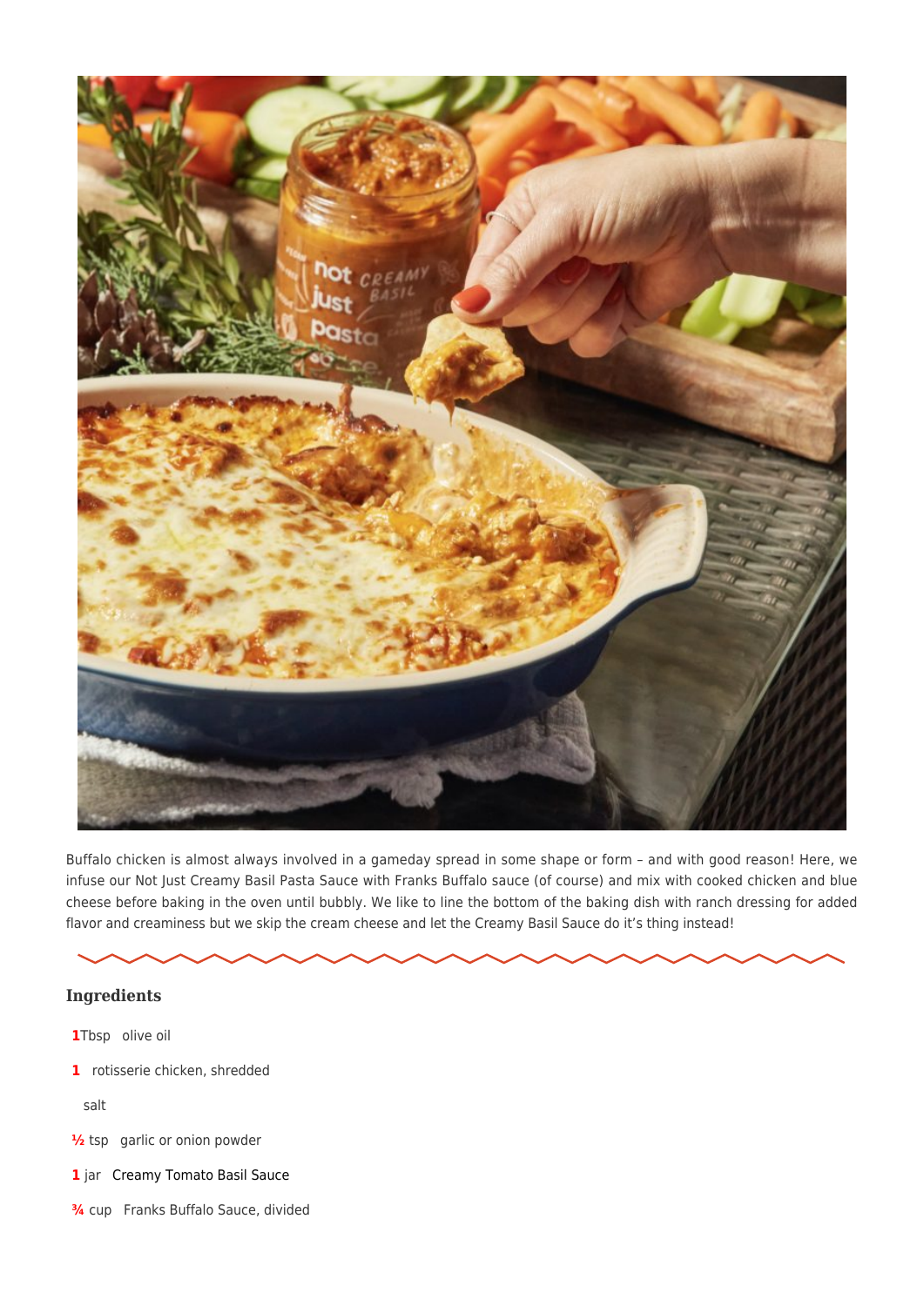Buffalo chicken is almost always involved in a gameday spread in some shape or form – and with good reason! Here, we infuse our Not Just Creamy Basil Pasta Sauce with Franks Buffalo sauce (of course) and mix with cooked chicken and blue cheese before baking in the oven until bubbly. We like to line the bottom of the baking dish with ranch dressing for added flavor and creaminess but we skip the cream cheese and let the Creamy Basil Sauce do it's thing instead!

## Ingredients

- **1** Tbsp olive oil
- **1** rotisserie chicken, shredded
- salt
- **½** tsp garlic or onion powder
- **1** jar Creamy Tomato Basil Sauce
- **¾** cup Franks Buffalo Sauce, divided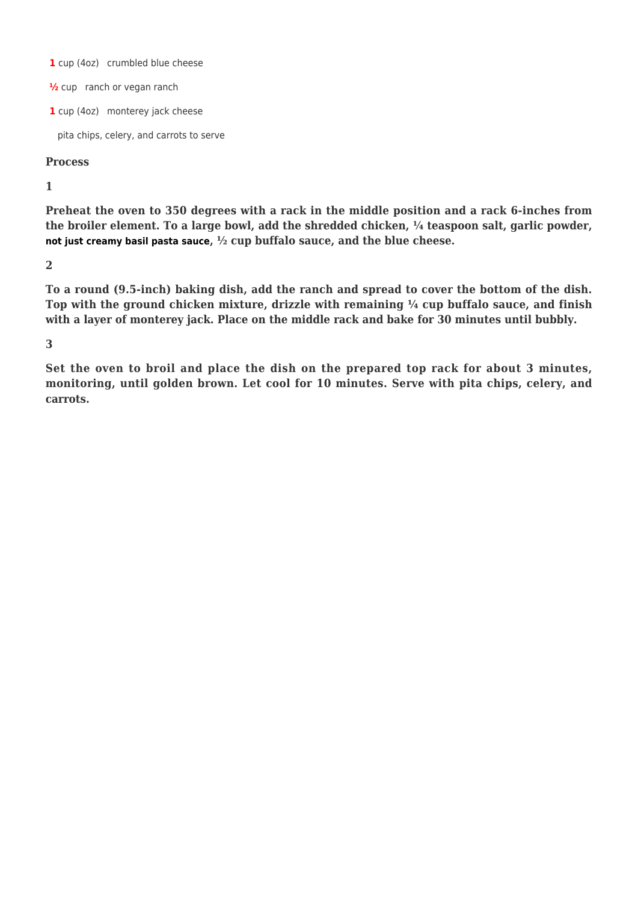**1** cup (4oz) crumbled blue cheese

**½** cup ranch or vegan ranch

**1** cup (4oz) monterey jack cheese

pita chips, celery, and carrots to serve

**Process**

**1**

**Preheat the oven to 350 degrees with a rack in the middle position and a rack 6-inches from the broiler element. To a large bowl, add the shredded chicken, ¼ teaspoon salt, garlic powder, not just creamy basil pasta sauce, ½ cup buffalo sauce, and the blue cheese.**

**2**

**To a round (9.5-inch) baking dish, add the ranch and spread to cover the bottom of the dish. Top with the ground chicken mixture, drizzle with remaining ¼ cup buffalo sauce, and finish with a layer of monterey jack. Place on the middle rack and bake for 30 minutes until bubbly.**

**3**

**Set the oven to broil and place the dish on the prepared top rack for about 3 minutes, monitoring, until golden brown. Let cool for 10 minutes. Serve with pita chips, celery, and carrots.**